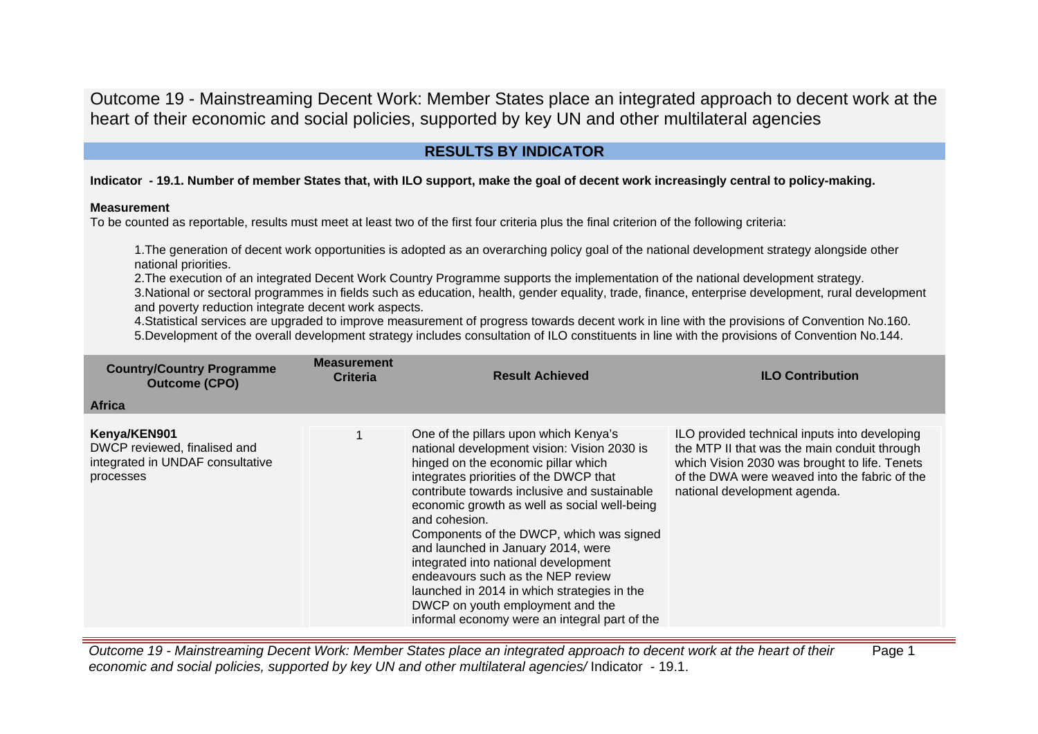# Outcome 19 - Mainstreaming Decent Work: Member States place an integrated approach to decent work at the heart of their economic and social policies, supported by key UN and other multilateral agencies

## RESULTS BY INDICATOR

**Indicator - 19.1. Number of member States that, with ILO support, make the goal of decent work increasingly central to policy-making.**

**Measurement**

To be counted as reportable, results must meet at least two of the first four criteria plus the final criterion of the following criteria:

1. The generation of decent work opportunities is adopted as an overarching policy goal of the national development strategy alongside other national priorities.
2. The execution of an integrated Decent Work Country Programme supports the implementation of the national development strategy.
3. National or sectoral programmes in fields such as education, health, gender equality, trade, finance, enterprise development, rural development and poverty reduction integrate decent work aspects.
4. Statistical services are upgraded to improve measurement of progress towards decent work in line with the provisions of Convention No.160.
5. Development of the overall development strategy includes consultation of ILO constituents in line with the provisions of Convention No.144.

| Country/Country Programme Outcome (CPO) | Measurement Criteria | Result Achieved | ILO Contribution |
|---|---|---|---|
| **Africa** | | | |
| **Kenya/KEN901**<br>DWCP reviewed, finalised and integrated in UNDAF consultative processes | 1 | One of the pillars upon which Kenya's national development vision: Vision 2030 is hinged on the economic pillar which integrates priorities of the DWCP that contribute towards inclusive and sustainable economic growth as well as social well-being and cohesion.<br>Components of the DWCP, which was signed and launched in January 2014, were integrated into national development endeavours such as the NEP review launched in 2014 in which strategies in the DWCP on youth employment and the informal economy were an integral part of the | ILO provided technical inputs into developing the MTP II that was the main conduit through which Vision 2030 was brought to life. Tenets of the DWA were weaved into the fabric of the national development agenda. |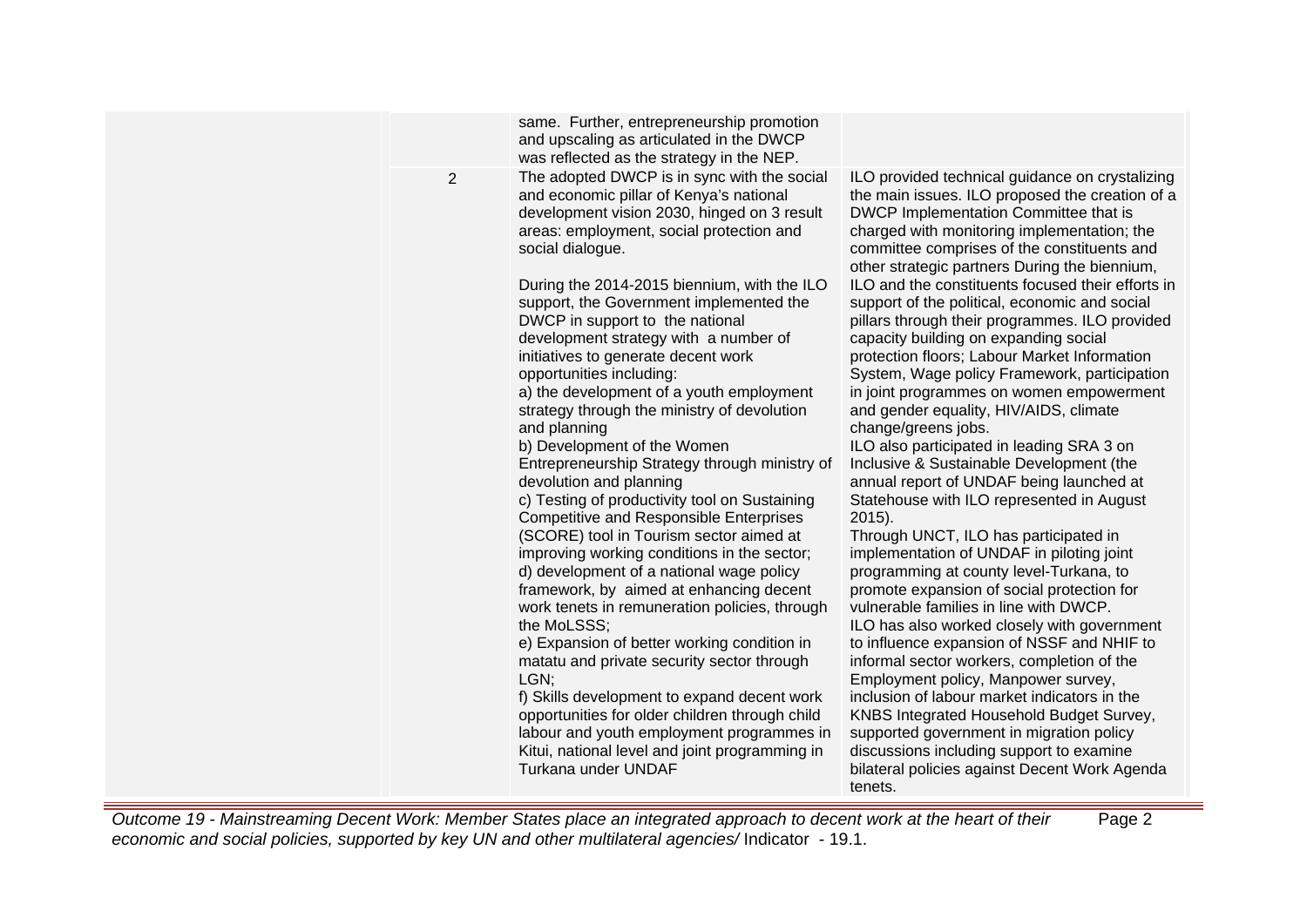| | | | |
|---|---|---|---|
| | | same. Further, entrepreneurship promotion and upscaling as articulated in the DWCP was reflected as the strategy in the NEP. | |
| | 2 | The adopted DWCP is in sync with the social and economic pillar of Kenya's national development vision 2030, hinged on 3 result areas: employment, social protection and social dialogue.<br><br>During the 2014-2015 biennium, with the ILO support, the Government implemented the DWCP in support to the national development strategy with a number of initiatives to generate decent work opportunities including:<br>a) the development of a youth employment strategy through the ministry of devolution and planning<br>b) Development of the Women Entrepreneurship Strategy through ministry of devolution and planning<br>c) Testing of productivity tool on Sustaining Competitive and Responsible Enterprises (SCORE) tool in Tourism sector aimed at improving working conditions in the sector;<br>d) development of a national wage policy framework, by aimed at enhancing decent work tenets in remuneration policies, through the MoLSSS;<br>e) Expansion of better working condition in matatu and private security sector through LGN;<br>f) Skills development to expand decent work opportunities for older children through child labour and youth employment programmes in Kitui, national level and joint programming in Turkana under UNDAF | ILO provided technical guidance on crystalizing the main issues. ILO proposed the creation of a DWCP Implementation Committee that is charged with monitoring implementation; the committee comprises of the constituents and other strategic partners During the biennium, ILO and the constituents focused their efforts in support of the political, economic and social pillars through their programmes. ILO provided capacity building on expanding social protection floors; Labour Market Information System, Wage policy Framework, participation in joint programmes on women empowerment and gender equality, HIV/AIDS, climate change/greens jobs.<br>ILO also participated in leading SRA 3 on Inclusive & Sustainable Development (the annual report of UNDAF being launched at Statehouse with ILO represented in August 2015).<br>Through UNCT, ILO has participated in implementation of UNDAF in piloting joint programming at county level-Turkana, to promote expansion of social protection for vulnerable families in line with DWCP.<br>ILO has also worked closely with government to influence expansion of NSSF and NHIF to informal sector workers, completion of the Employment policy, Manpower survey, inclusion of labour market indicators in the KNBS Integrated Household Budget Survey, supported government in migration policy discussions including support to examine bilateral policies against Decent Work Agenda tenets. |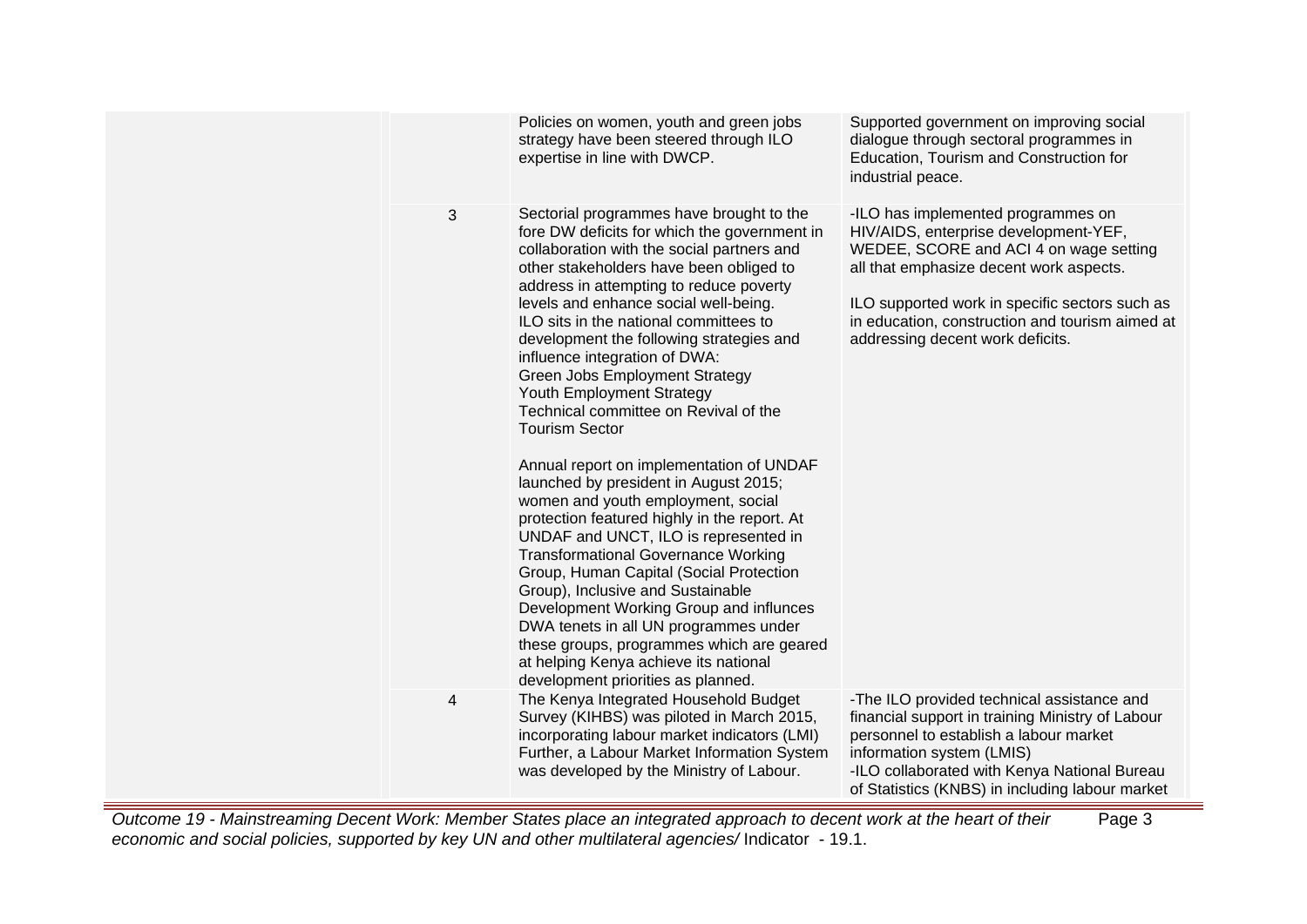| | | | |
|---|---|---|---|
| | | Policies on women, youth and green jobs strategy have been steered through ILO expertise in line with DWCP. | Supported government on improving social dialogue through sectoral programmes in Education, Tourism and Construction for industrial peace. |
| | 3 | Sectorial programmes have brought to the fore DW deficits for which the government in collaboration with the social partners and other stakeholders have been obliged to address in attempting to reduce poverty levels and enhance social well-being.<br>ILO sits in the national committees to development the following strategies and influence integration of DWA:<br>Green Jobs Employment Strategy<br>Youth Employment Strategy<br>Technical committee on Revival of the Tourism Sector<br><br>Annual report on implementation of UNDAF launched by president in August 2015; women and youth employment, social protection featured highly in the report. At UNDAF and UNCT, ILO is represented in Transformational Governance Working Group, Human Capital (Social Protection Group), Inclusive and Sustainable Development Working Group and influnces DWA tenets in all UN programmes under these groups, programmes which are geared at helping Kenya achieve its national development priorities as planned. | -ILO has implemented programmes on HIV/AIDS, enterprise development-YEF, WEDEE, SCORE and ACI 4 on wage setting all that emphasize decent work aspects.<br><br>ILO supported work in specific sectors such as in education, construction and tourism aimed at addressing decent work deficits. |
| | 4 | The Kenya Integrated Household Budget Survey (KIHBS) was piloted in March 2015, incorporating labour market indicators (LMI) Further, a Labour Market Information System was developed by the Ministry of Labour. | -The ILO provided technical assistance and financial support in training Ministry of Labour personnel to establish a labour market information system (LMIS)<br>-ILO collaborated with Kenya National Bureau of Statistics (KNBS) in including labour market |

*Outcome 19 - Mainstreaming Decent Work: Member States place an integrated approach to decent work at the heart of their economic and social policies, supported by key UN and other multilateral agencies/* Indicator - 19.1.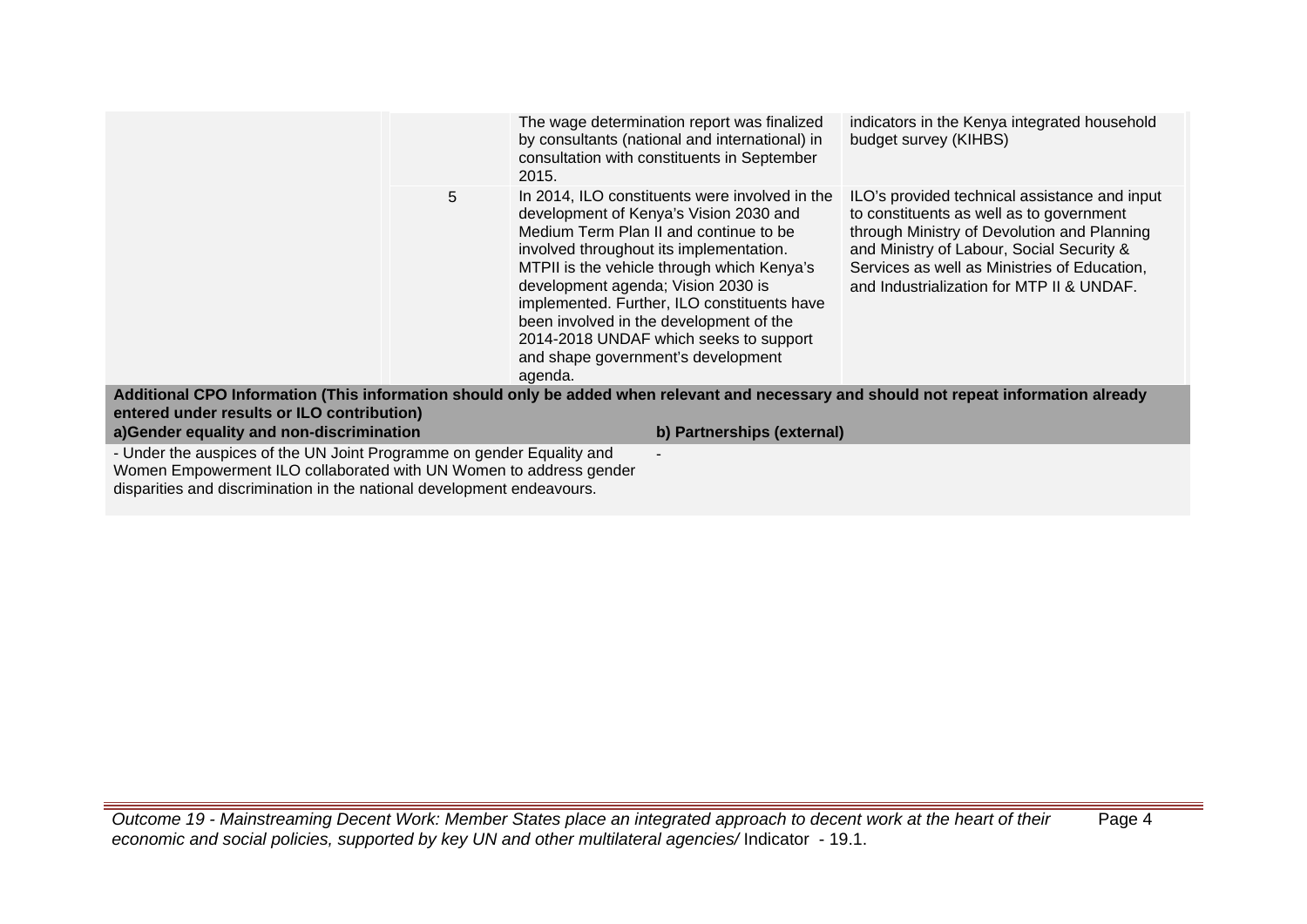| | | | |
|---|---|---|---|
| | | The wage determination report was finalized by consultants (national and international) in consultation with constituents in September 2015. | indicators in the Kenya integrated household budget survey (KIHBS) |
| | 5 | In 2014, ILO constituents were involved in the development of Kenya's Vision 2030 and Medium Term Plan II and continue to be involved throughout its implementation. MTPII is the vehicle through which Kenya's development agenda; Vision 2030 is implemented. Further, ILO constituents have been involved in the development of the 2014-2018 UNDAF which seeks to support and shape government's development agenda. | ILO's provided technical assistance and input to constituents as well as to government through Ministry of Devolution and Planning and Ministry of Labour, Social Security & Services as well as Ministries of Education, and Industrialization for MTP II & UNDAF. |

**Additional CPO Information (This information should only be added when relevant and necessary and should not repeat information already entered under results or ILO contribution)**

| a)Gender equality and non-discrimination | b) Partnerships (external) |
|---|---|
| - Under the auspices of the UN Joint Programme on gender Equality and Women Empowerment ILO collaborated with UN Women to address gender disparities and discrimination in the national development endeavours. | - |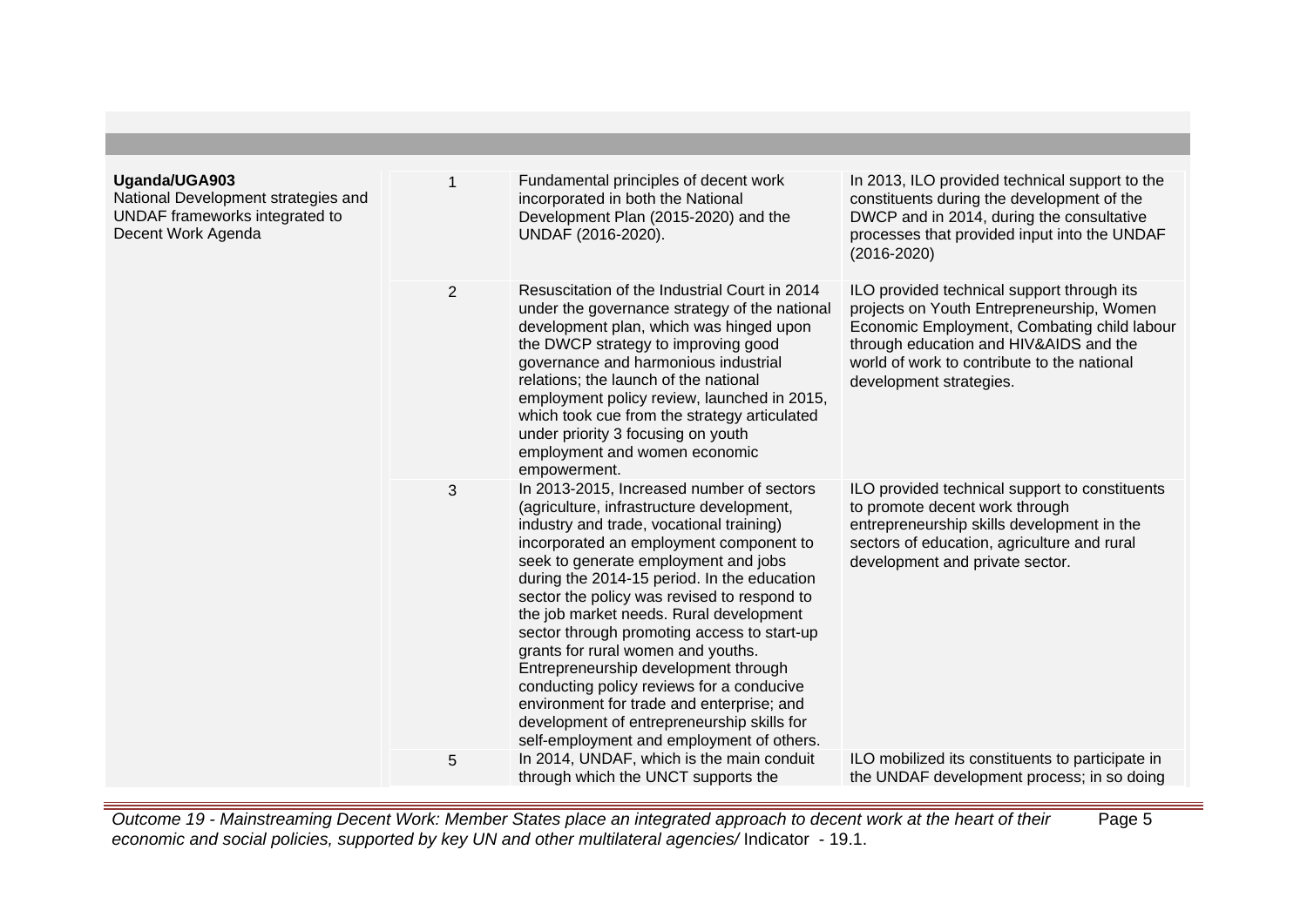| | | | |
|---|---|---|---|
| **Uganda/UGA903**<br>National Development strategies and UNDAF frameworks integrated to Decent Work Agenda | 1 | Fundamental principles of decent work incorporated in both the National Development Plan (2015-2020) and the UNDAF (2016-2020). | In 2013, ILO provided technical support to the constituents during the development of the DWCP and in 2014, during the consultative processes that provided input into the UNDAF (2016-2020) |
| | 2 | Resuscitation of the Industrial Court in 2014 under the governance strategy of the national development plan, which was hinged upon the DWCP strategy to improving good governance and harmonious industrial relations; the launch of the national employment policy review, launched in 2015, which took cue from the strategy articulated under priority 3 focusing on youth employment and women economic empowerment. | ILO provided technical support through its projects on Youth Entrepreneurship, Women Economic Employment, Combating child labour through education and HIV&AIDS and the world of work to contribute to the national development strategies. |
| | 3 | In 2013-2015, Increased number of sectors (agriculture, infrastructure development, industry and trade, vocational training) incorporated an employment component to seek to generate employment and jobs during the 2014-15 period. In the education sector the policy was revised to respond to the job market needs. Rural development sector through promoting access to start-up grants for rural women and youths. Entrepreneurship development through conducting policy reviews for a conducive environment for trade and enterprise; and development of entrepreneurship skills for self-employment and employment of others. | ILO provided technical support to constituents to promote decent work through entrepreneurship skills development in the sectors of education, agriculture and rural development and private sector. |
| | 5 | In 2014, UNDAF, which is the main conduit through which the UNCT supports the | ILO mobilized its constituents to participate in the UNDAF development process; in so doing |

*Outcome 19 - Mainstreaming Decent Work: Member States place an integrated approach to decent work at the heart of their economic and social policies, supported by key UN and other multilateral agencies/* Indicator - 19.1.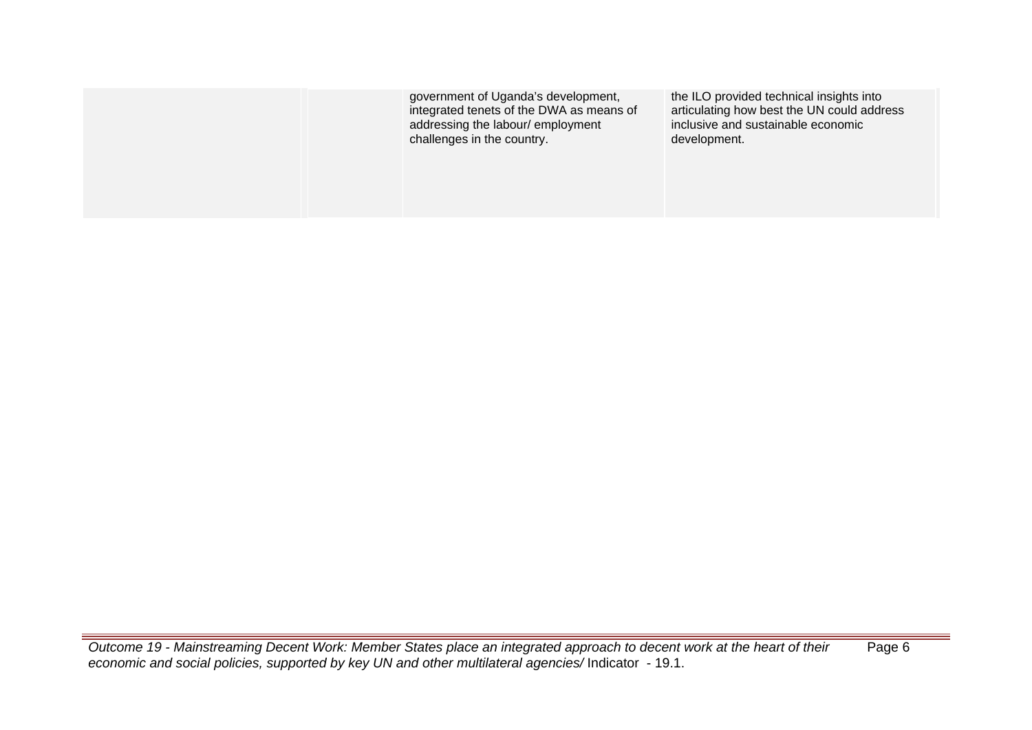|  |  |  |  |
|---|---|---|---|
|  |  | government of Uganda's development, integrated tenets of the DWA as means of addressing the labour/ employment challenges in the country. | the ILO provided technical insights into articulating how best the UN could address inclusive and sustainable economic development. |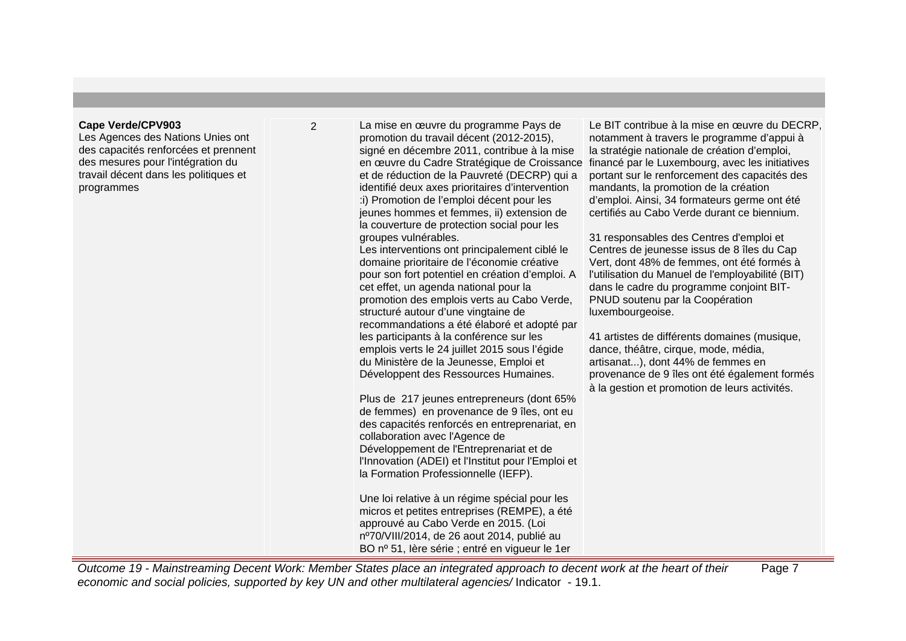| | | | |
|---|---|---|---|
| **Cape Verde/CPV903**<br>Les Agences des Nations Unies ont des capacités renforcées et prennent des mesures pour l'intégration du travail décent dans les politiques et programmes | 2 | La mise en œuvre du programme Pays de promotion du travail décent (2012-2015), signé en décembre 2011, contribue à la mise en œuvre du Cadre Stratégique de Croissance et de réduction de la Pauvreté (DECRP) qui a identifié deux axes prioritaires d'intervention :i) Promotion de l'emploi décent pour les jeunes hommes et femmes, ii) extension de la couverture de protection social pour les groupes vulnérables.<br>Les interventions ont principalement ciblé le domaine prioritaire de l'économie créative pour son fort potentiel en création d'emploi. A cet effet, un agenda national pour la promotion des emplois verts au Cabo Verde, structuré autour d'une vingtaine de recommandations a été élaboré et adopté par les participants à la conférence sur les emplois verts le 24 juillet 2015 sous l'égide du Ministère de la Jeunesse, Emploi et Développent des Ressources Humaines.<br><br>Plus de 217 jeunes entrepreneurs (dont 65% de femmes) en provenance de 9 îles, ont eu des capacités renforcés en entreprenariat, en collaboration avec l'Agence de Développement de l'Entreprenariat et de l'Innovation (ADEI) et l'Institut pour l'Emploi et la Formation Professionnelle (IEFP).<br><br>Une loi relative à un régime spécial pour les micros et petites entreprises (REMPE), a été approuvé au Cabo Verde en 2015. (Loi nº70/VIII/2014, de 26 aout 2014, publié au BO nº 51, Ière série ; entré en vigueur le 1er | Le BIT contribue à la mise en œuvre du DECRP, notamment à travers le programme d'appui à la stratégie nationale de création d'emploi, financé par le Luxembourg, avec les initiatives portant sur le renforcement des capacités des mandants, la promotion de la création d'emploi. Ainsi, 34 formateurs germe ont été certifiés au Cabo Verde durant ce biennium.<br><br>31 responsables des Centres d'emploi et Centres de jeunesse issus de 8 îles du Cap Vert, dont 48% de femmes, ont été formés à l'utilisation du Manuel de l'employabilité (BIT) dans le cadre du programme conjoint BIT-PNUD soutenu par la Coopération luxembourgeoise.<br><br>41 artistes de différents domaines (musique, dance, théâtre, cirque, mode, média, artisanat...), dont 44% de femmes en provenance de 9 îles ont été également formés à la gestion et promotion de leurs activités. |

*Outcome 19 - Mainstreaming Decent Work: Member States place an integrated approach to decent work at the heart of their economic and social policies, supported by key UN and other multilateral agencies/* Indicator - 19.1.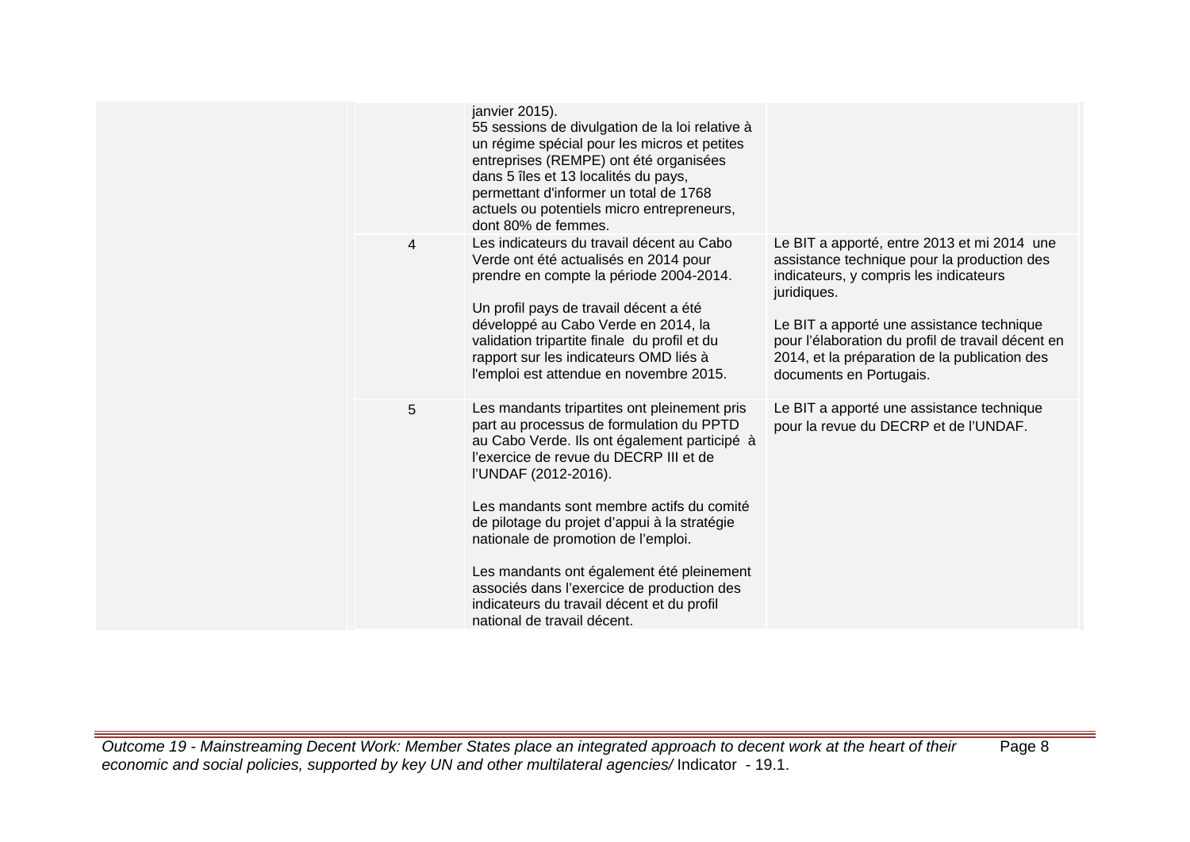| | | | |
|---|---|---|---|
| | | janvier 2015).<br>55 sessions de divulgation de la loi relative à un régime spécial pour les micros et petites entreprises (REMPE) ont été organisées dans 5 îles et 13 localités du pays, permettant d'informer un total de 1768 actuels ou potentiels micro entrepreneurs, dont 80% de femmes. | |
| | 4 | Les indicateurs du travail décent au Cabo Verde ont été actualisés en 2014 pour prendre en compte la période 2004-2014.<br><br>Un profil pays de travail décent a été développé au Cabo Verde en 2014, la validation tripartite finale du profil et du rapport sur les indicateurs OMD liés à l'emploi est attendue en novembre 2015. | Le BIT a apporté, entre 2013 et mi 2014 une assistance technique pour la production des indicateurs, y compris les indicateurs juridiques.<br><br>Le BIT a apporté une assistance technique pour l'élaboration du profil de travail décent en 2014, et la préparation de la publication des documents en Portugais. |
| | 5 | Les mandants tripartites ont pleinement pris part au processus de formulation du PPTD au Cabo Verde. Ils ont également participé à l'exercice de revue du DECRP III et de l'UNDAF (2012-2016).<br><br>Les mandants sont membre actifs du comité de pilotage du projet d'appui à la stratégie nationale de promotion de l'emploi.<br><br>Les mandants ont également été pleinement associés dans l'exercice de production des indicateurs du travail décent et du profil national de travail décent. | Le BIT a apporté une assistance technique pour la revue du DECRP et de l'UNDAF. |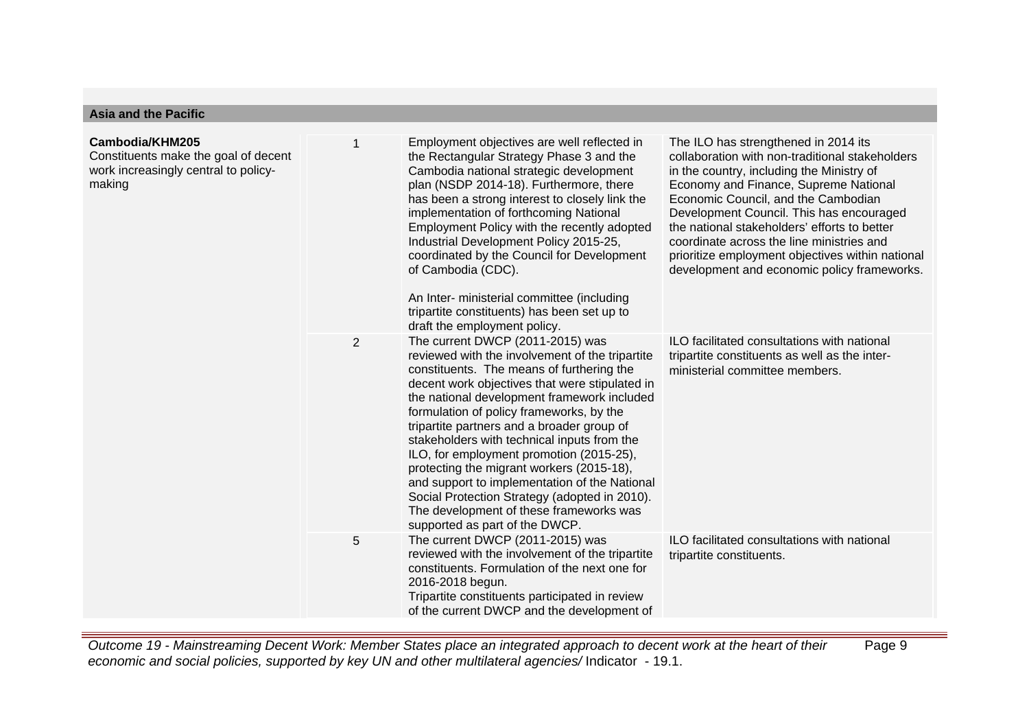## Asia and the Pacific

| | | | |
|---|---|---|---|
| **Cambodia/KHM205**<br>Constituents make the goal of decent work increasingly central to policy-making | 1 | Employment objectives are well reflected in the Rectangular Strategy Phase 3 and the Cambodia national strategic development plan (NSDP 2014-18). Furthermore, there has been a strong interest to closely link the implementation of forthcoming National Employment Policy with the recently adopted Industrial Development Policy 2015-25, coordinated by the Council for Development of Cambodia (CDC).<br><br>An Inter- ministerial committee (including tripartite constituents) has been set up to draft the employment policy. | The ILO has strengthened in 2014 its collaboration with non-traditional stakeholders in the country, including the Ministry of Economy and Finance, Supreme National Economic Council, and the Cambodian Development Council. This has encouraged the national stakeholders' efforts to better coordinate across the line ministries and prioritize employment objectives within national development and economic policy frameworks. |
| | 2 | The current DWCP (2011-2015) was reviewed with the involvement of the tripartite constituents. The means of furthering the decent work objectives that were stipulated in the national development framework included formulation of policy frameworks, by the tripartite partners and a broader group of stakeholders with technical inputs from the ILO, for employment promotion (2015-25), protecting the migrant workers (2015-18), and support to implementation of the National Social Protection Strategy (adopted in 2010). The development of these frameworks was supported as part of the DWCP. | ILO facilitated consultations with national tripartite constituents as well as the inter-ministerial committee members. |
| | 5 | The current DWCP (2011-2015) was reviewed with the involvement of the tripartite constituents. Formulation of the next one for 2016-2018 begun.<br>Tripartite constituents participated in review of the current DWCP and the development of | ILO facilitated consultations with national tripartite constituents. |

*Outcome 19 - Mainstreaming Decent Work: Member States place an integrated approach to decent work at the heart of their economic and social policies, supported by key UN and other multilateral agencies/* Indicator - 19.1.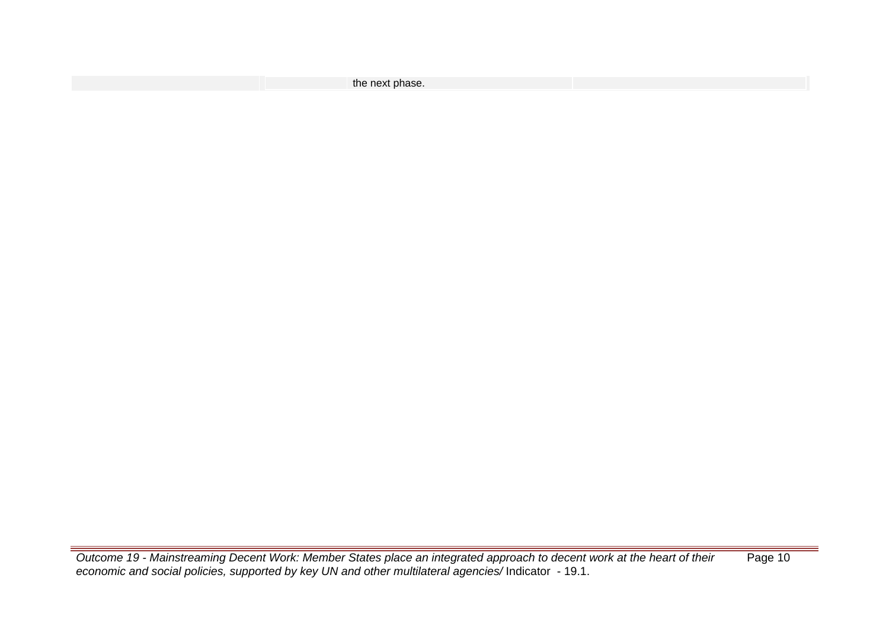| | | | |
|---|---|---|---|
| | | the next phase. | |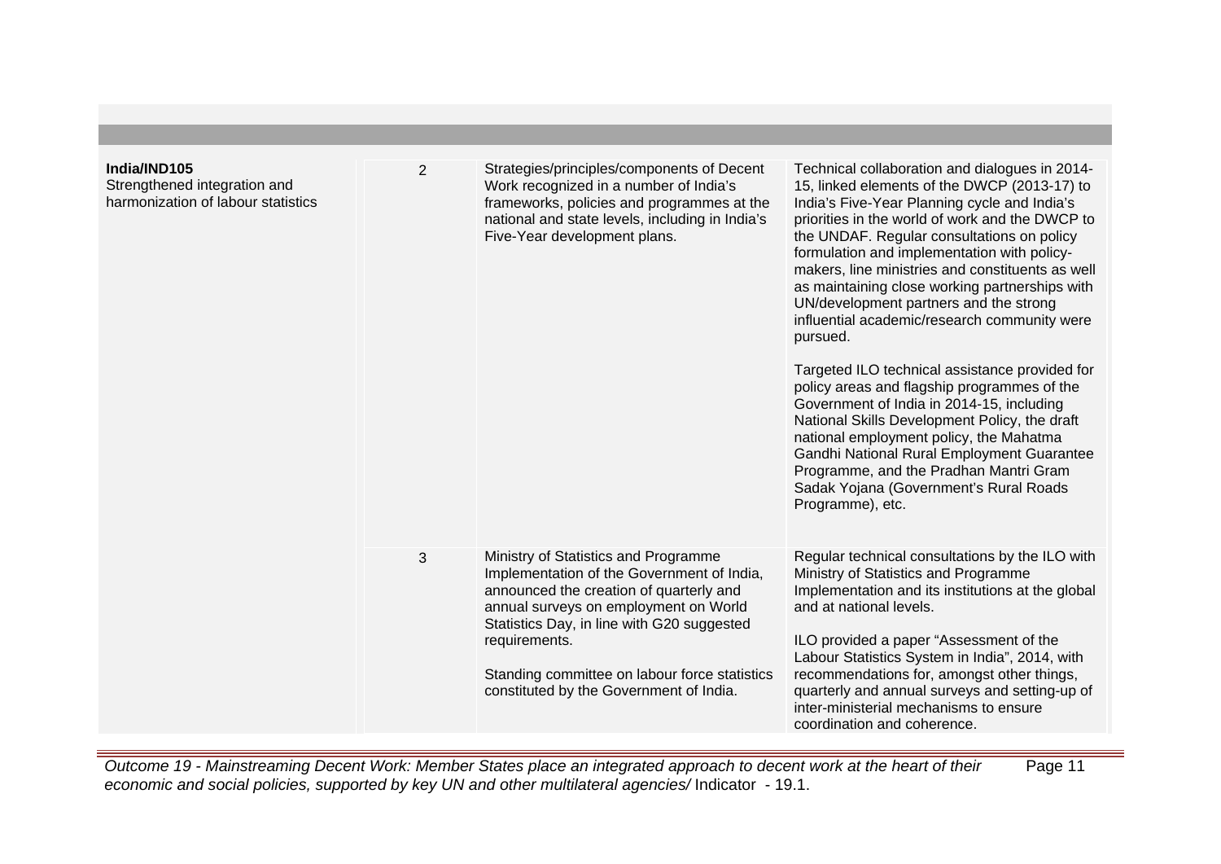| | | | |
|---|---|---|---|
| **India/IND105**<br>Strengthened integration and harmonization of labour statistics | 2 | Strategies/principles/components of Decent Work recognized in a number of India's frameworks, policies and programmes at the national and state levels, including in India's Five-Year development plans. | Technical collaboration and dialogues in 2014-15, linked elements of the DWCP (2013-17) to India's Five-Year Planning cycle and India's priorities in the world of work and the DWCP to the UNDAF. Regular consultations on policy formulation and implementation with policy-makers, line ministries and constituents as well as maintaining close working partnerships with UN/development partners and the strong influential academic/research community were pursued.<br><br>Targeted ILO technical assistance provided for policy areas and flagship programmes of the Government of India in 2014-15, including National Skills Development Policy, the draft national employment policy, the Mahatma Gandhi National Rural Employment Guarantee Programme, and the Pradhan Mantri Gram Sadak Yojana (Government's Rural Roads Programme), etc. |
| | 3 | Ministry of Statistics and Programme Implementation of the Government of India, announced the creation of quarterly and annual surveys on employment on World Statistics Day, in line with G20 suggested requirements.<br><br>Standing committee on labour force statistics constituted by the Government of India. | Regular technical consultations by the ILO with Ministry of Statistics and Programme Implementation and its institutions at the global and at national levels.<br><br>ILO provided a paper "Assessment of the Labour Statistics System in India", 2014, with recommendations for, amongst other things, quarterly and annual surveys and setting-up of inter-ministerial mechanisms to ensure coordination and coherence. |

*Outcome 19 - Mainstreaming Decent Work: Member States place an integrated approach to decent work at the heart of their economic and social policies, supported by key UN and other multilateral agencies/* Indicator - 19.1.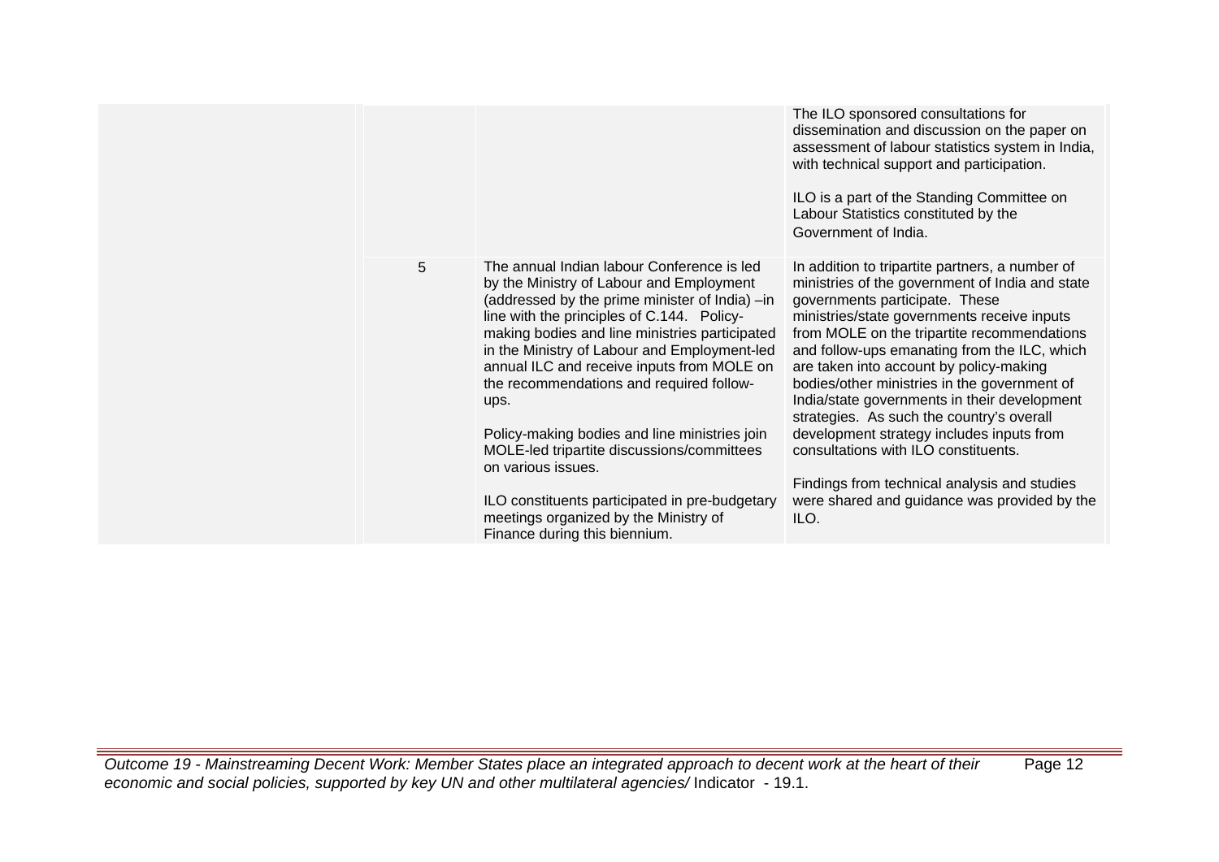| | | | |
|---|---|---|---|
| | | | The ILO sponsored consultations for dissemination and discussion on the paper on assessment of labour statistics system in India, with technical support and participation.<br><br>ILO is a part of the Standing Committee on Labour Statistics constituted by the Government of India. |
| | 5 | The annual Indian labour Conference is led by the Ministry of Labour and Employment (addressed by the prime minister of India) –in line with the principles of C.144. Policy-making bodies and line ministries participated in the Ministry of Labour and Employment-led annual ILC and receive inputs from MOLE on the recommendations and required follow-ups.<br><br>Policy-making bodies and line ministries join MOLE-led tripartite discussions/committees on various issues.<br><br>ILO constituents participated in pre-budgetary meetings organized by the Ministry of Finance during this biennium. | In addition to tripartite partners, a number of ministries of the government of India and state governments participate. These ministries/state governments receive inputs from MOLE on the tripartite recommendations and follow-ups emanating from the ILC, which are taken into account by policy-making bodies/other ministries in the government of India/state governments in their development strategies. As such the country's overall development strategy includes inputs from consultations with ILO constituents.<br><br>Findings from technical analysis and studies were shared and guidance was provided by the ILO. |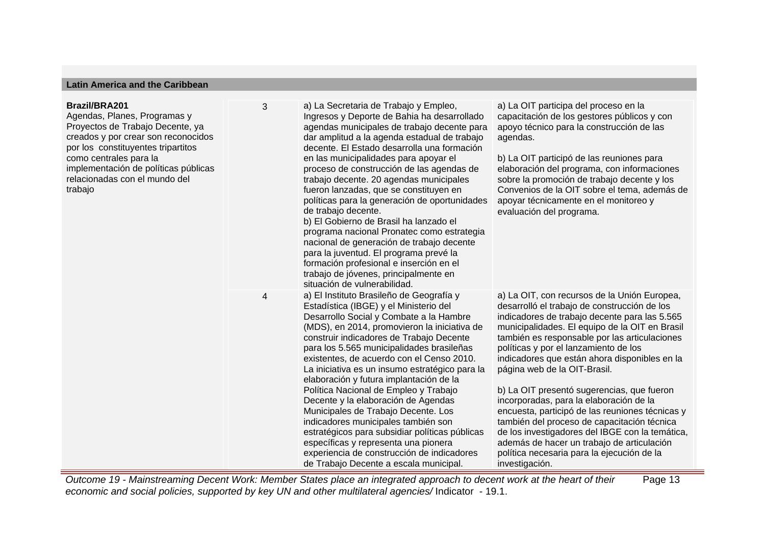**Latin America and the Caribbean**

| | | | |
|---|---|---|---|
| **Brazil/BRA201**<br>Agendas, Planes, Programas y Proyectos de Trabajo Decente, ya creados y por crear son reconocidos por los constituyentes tripartitos como centrales para la implementación de políticas públicas relacionadas con el mundo del trabajo | 3 | a) La Secretaria de Trabajo y Empleo, Ingresos y Deporte de Bahia ha desarrollado agendas municipales de trabajo decente para dar amplitud a la agenda estadual de trabajo decente. El Estado desarrolla una formación en las municipalidades para apoyar el proceso de construcción de las agendas de trabajo decente. 20 agendas municipales fueron lanzadas, que se constituyen en políticas para la generación de oportunidades de trabajo decente.<br>b) El Gobierno de Brasil ha lanzado el programa nacional Pronatec como estrategia nacional de generación de trabajo decente para la juventud. El programa prevé la formación profesional e inserción en el trabajo de jóvenes, principalmente en situación de vulnerabilidad. | a) La OIT participa del proceso en la capacitación de los gestores públicos y con apoyo técnico para la construcción de las agendas.<br><br>b) La OIT participó de las reuniones para elaboración del programa, con informaciones sobre la promoción de trabajo decente y los Convenios de la OIT sobre el tema, además de apoyar técnicamente en el monitoreo y evaluación del programa. |
| | 4 | a) El Instituto Brasileño de Geografía y Estadística (IBGE) y el Ministerio del Desarrollo Social y Combate a la Hambre (MDS), en 2014, promovieron la iniciativa de construir indicadores de Trabajo Decente para los 5.565 municipalidades brasileñas existentes, de acuerdo con el Censo 2010. La iniciativa es un insumo estratégico para la elaboración y futura implantación de la Política Nacional de Empleo y Trabajo Decente y la elaboración de Agendas Municipales de Trabajo Decente. Los indicadores municipales también son estratégicos para subsidiar políticas públicas específicas y representa una pionera experiencia de construcción de indicadores de Trabajo Decente a escala municipal. | a) La OIT, con recursos de la Unión Europea, desarrolló el trabajo de construcción de los indicadores de trabajo decente para las 5.565 municipalidades. El equipo de la OIT en Brasil también es responsable por las articulaciones políticas y por el lanzamiento de los indicadores que están ahora disponibles en la página web de la OIT-Brasil.<br><br>b) La OIT presentó sugerencias, que fueron incorporadas, para la elaboración de la encuesta, participó de las reuniones técnicas y también del proceso de capacitación técnica de los investigadores del IBGE con la temática, además de hacer un trabajo de articulación política necesaria para la ejecución de la investigación. |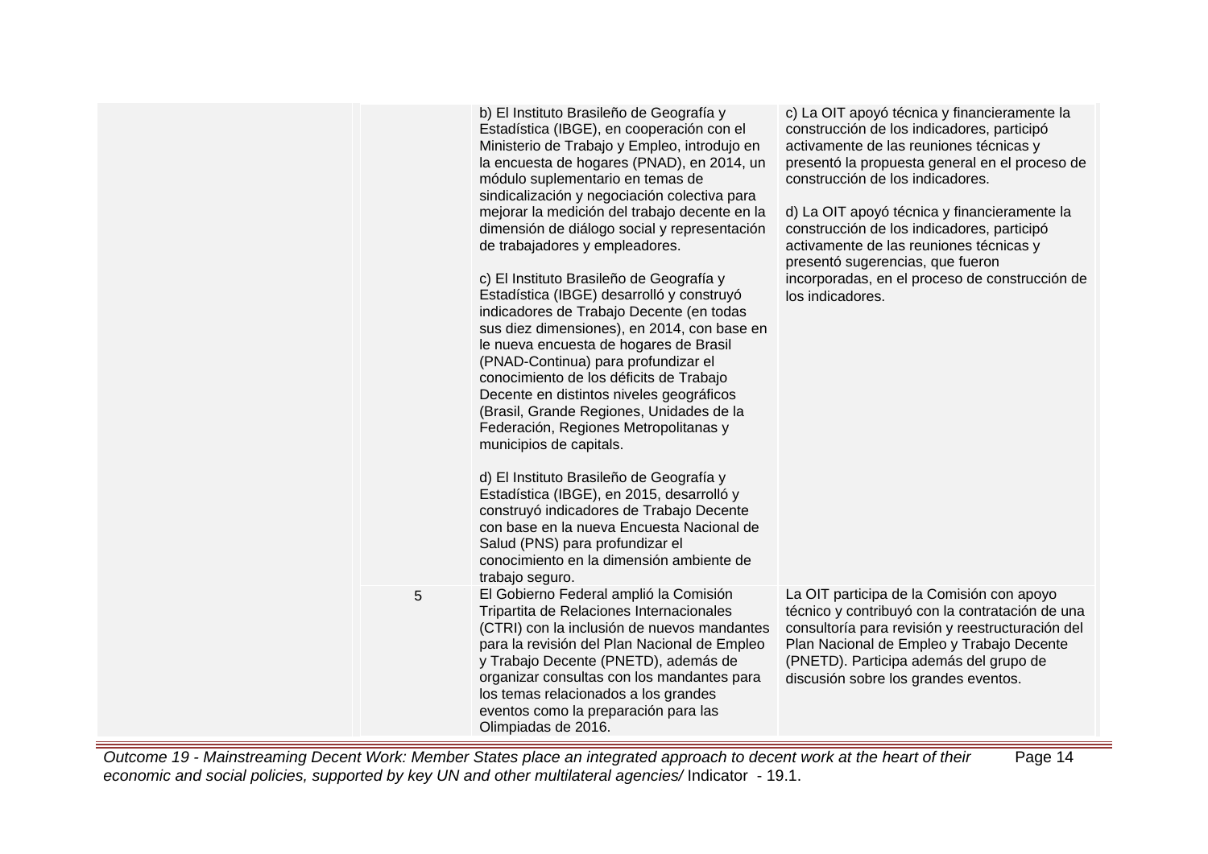| | | | |
|---|---|---|---|
| | | b) El Instituto Brasileño de Geografía y Estadística (IBGE), en cooperación con el Ministerio de Trabajo y Empleo, introdujo en la encuesta de hogares (PNAD), en 2014, un módulo suplementario en temas de sindicalización y negociación colectiva para mejorar la medición del trabajo decente en la dimensión de diálogo social y representación de trabajadores y empleadores.<br><br>c) El Instituto Brasileño de Geografía y Estadística (IBGE) desarrolló y construyó indicadores de Trabajo Decente (en todas sus diez dimensiones), en 2014, con base en le nueva encuesta de hogares de Brasil (PNAD-Continua) para profundizar el conocimiento de los déficits de Trabajo Decente en distintos niveles geográficos (Brasil, Grande Regiones, Unidades de la Federación, Regiones Metropolitanas y municipios de capitals.<br><br>d) El Instituto Brasileño de Geografía y Estadística (IBGE), en 2015, desarrolló y construyó indicadores de Trabajo Decente con base en la nueva Encuesta Nacional de Salud (PNS) para profundizar el conocimiento en la dimensión ambiente de trabajo seguro. | c) La OIT apoyó técnica y financieramente la construcción de los indicadores, participó activamente de las reuniones técnicas y presentó la propuesta general en el proceso de construcción de los indicadores.<br><br>d) La OIT apoyó técnica y financieramente la construcción de los indicadores, participó activamente de las reuniones técnicas y presentó sugerencias, que fueron incorporadas, en el proceso de construcción de los indicadores. |
| | 5 | El Gobierno Federal amplió la Comisión Tripartita de Relaciones Internacionales (CTRI) con la inclusión de nuevos mandantes para la revisión del Plan Nacional de Empleo y Trabajo Decente (PNETD), además de organizar consultas con los mandantes para los temas relacionados a los grandes eventos como la preparación para las Olimpiadas de 2016. | La OIT participa de la Comisión con apoyo técnico y contribuyó con la contratación de una consultoría para revisión y reestructuración del Plan Nacional de Empleo y Trabajo Decente (PNETD). Participa además del grupo de discusión sobre los grandes eventos. |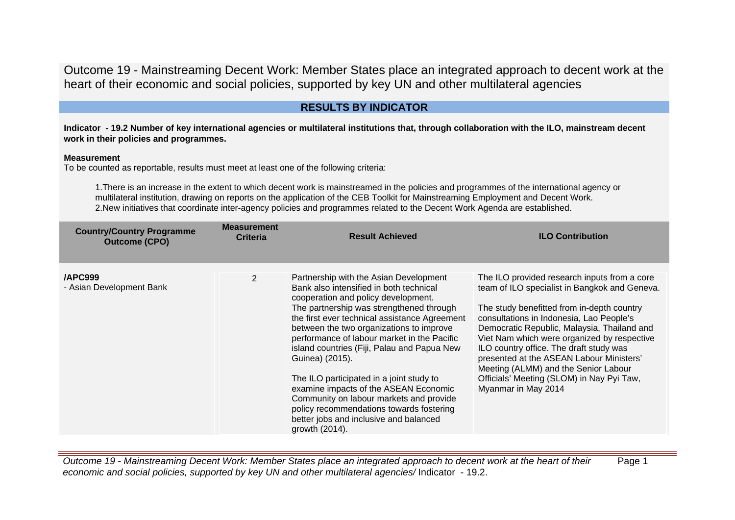# Outcome 19 - Mainstreaming Decent Work: Member States place an integrated approach to decent work at the heart of their economic and social policies, supported by key UN and other multilateral agencies

## RESULTS BY INDICATOR

**Indicator - 19.2 Number of key international agencies or multilateral institutions that, through collaboration with the ILO, mainstream decent work in their policies and programmes.**

**Measurement**

To be counted as reportable, results must meet at least one of the following criteria:

1. There is an increase in the extent to which decent work is mainstreamed in the policies and programmes of the international agency or multilateral institution, drawing on reports on the application of the CEB Toolkit for Mainstreaming Employment and Decent Work.
2. New initiatives that coordinate inter-agency policies and programmes related to the Decent Work Agenda are established.

| Country/Country Programme Outcome (CPO) | Measurement Criteria | Result Achieved | ILO Contribution |
|---|---|---|---|
| **/APC999**<br>- Asian Development Bank | 2 | Partnership with the Asian Development Bank also intensified in both technical cooperation and policy development.<br>The partnership was strengthened through the first ever technical assistance Agreement between the two organizations to improve performance of labour market in the Pacific island countries (Fiji, Palau and Papua New Guinea) (2015).<br><br>The ILO participated in a joint study to examine impacts of the ASEAN Economic Community on labour markets and provide policy recommendations towards fostering better jobs and inclusive and balanced growth (2014). | The ILO provided research inputs from a core team of ILO specialist in Bangkok and Geneva.<br><br>The study benefitted from in-depth country consultations in Indonesia, Lao People's Democratic Republic, Malaysia, Thailand and Viet Nam which were organized by respective ILO country office. The draft study was presented at the ASEAN Labour Ministers' Meeting (ALMM) and the Senior Labour Officials' Meeting (SLOM) in Nay Pyi Taw, Myanmar in May 2014 |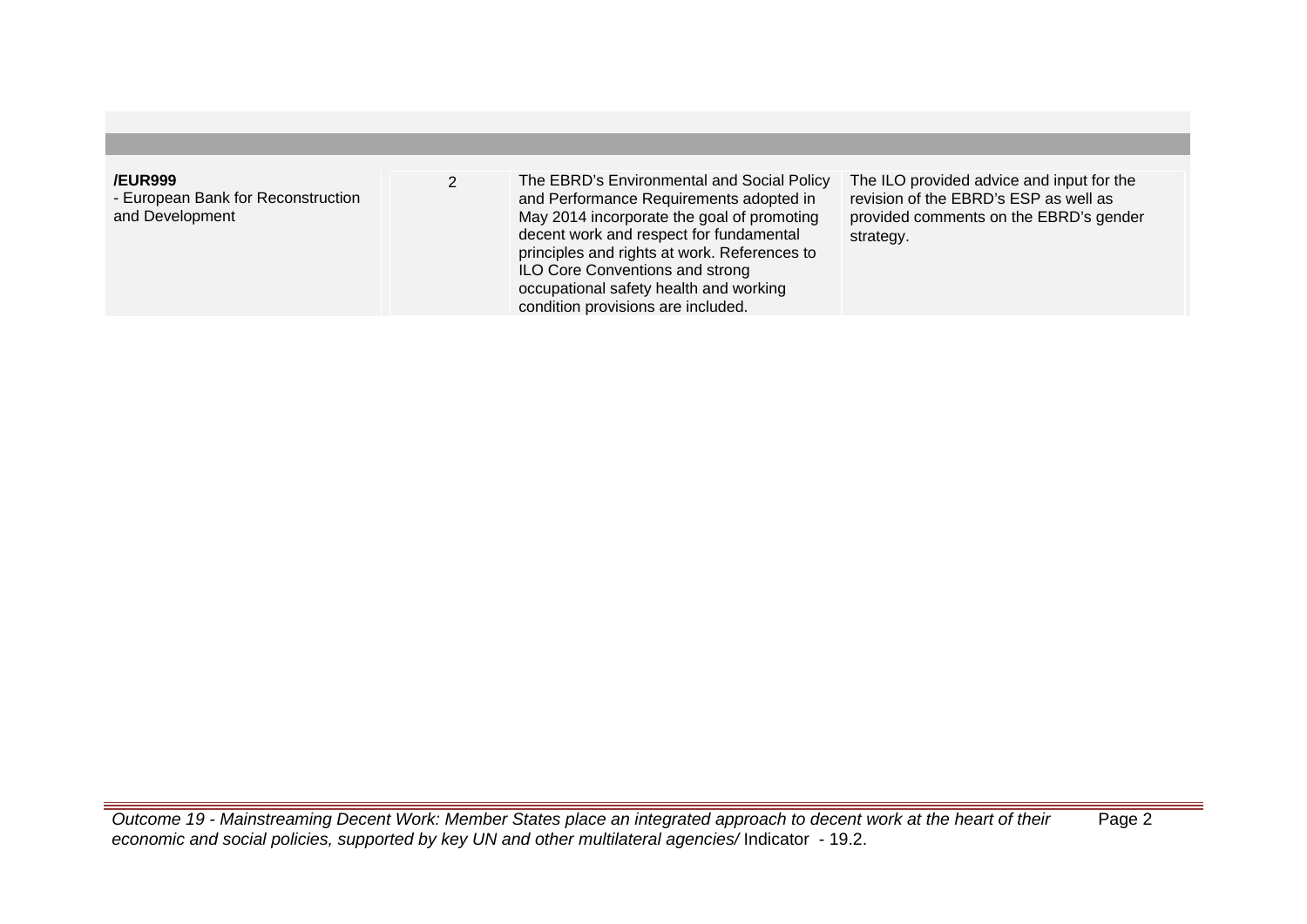| | | | |
|---|---|---|---|
| **/EUR999**<br>- European Bank for Reconstruction and Development | 2 | The EBRD's Environmental and Social Policy and Performance Requirements adopted in May 2014 incorporate the goal of promoting decent work and respect for fundamental principles and rights at work. References to ILO Core Conventions and strong occupational safety health and working condition provisions are included. | The ILO provided advice and input for the revision of the EBRD's ESP as well as provided comments on the EBRD's gender strategy. |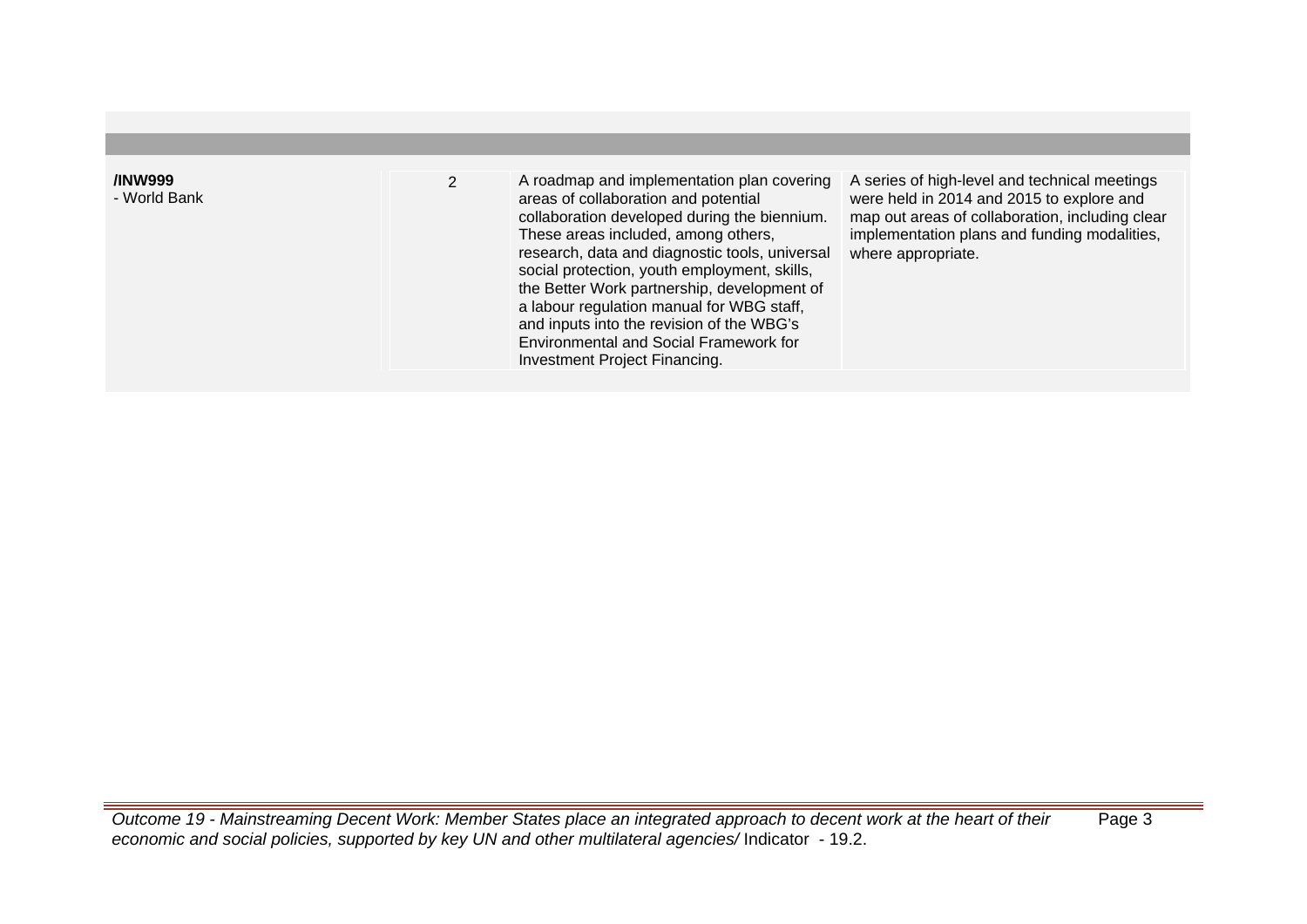| | | | |
|---|---|---|---|
| **/INW999**<br>- World Bank | 2 | A roadmap and implementation plan covering areas of collaboration and potential collaboration developed during the biennium. These areas included, among others, research, data and diagnostic tools, universal social protection, youth employment, skills, the Better Work partnership, development of a labour regulation manual for WBG staff, and inputs into the revision of the WBG's Environmental and Social Framework for Investment Project Financing. | A series of high-level and technical meetings were held in 2014 and 2015 to explore and map out areas of collaboration, including clear implementation plans and funding modalities, where appropriate. |